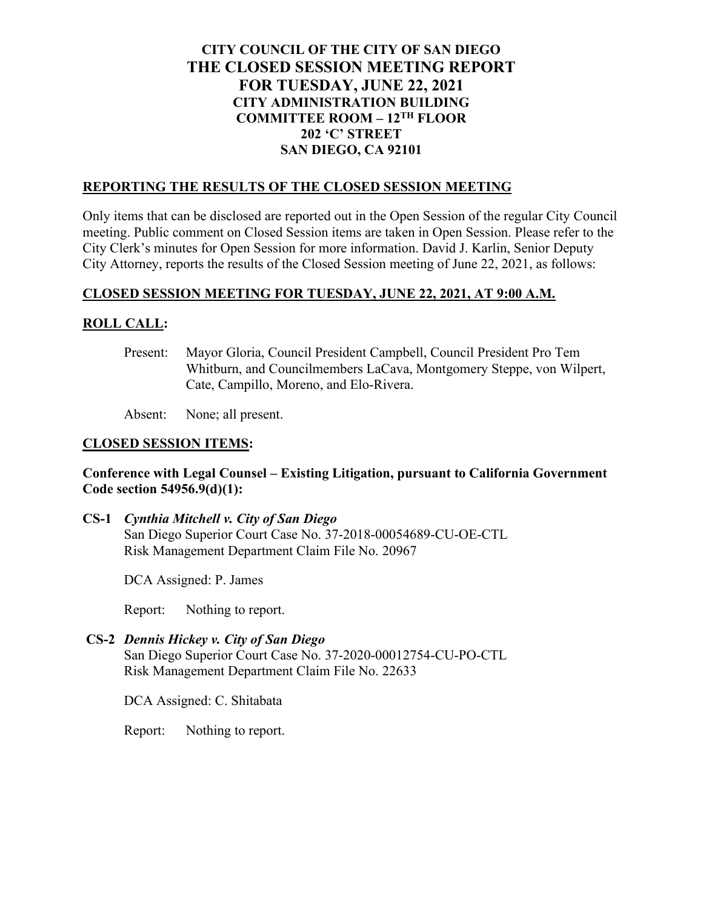# CITY COUNCIL OF THE CITY OF SAN DIEGO
# THE CLOSED SESSION MEETING REPORT
# FOR TUESDAY, JUNE 22, 2021

**CITY ADMINISTRATION BUILDING**
**COMMITTEE ROOM – 12TH FLOOR**
**202 'C' STREET**
**SAN DIEGO, CA 92101**

## REPORTING THE RESULTS OF THE CLOSED SESSION MEETING

Only items that can be disclosed are reported out in the Open Session of the regular City Council meeting. Public comment on Closed Session items are taken in Open Session. Please refer to the City Clerk's minutes for Open Session for more information. David J. Karlin, Senior Deputy City Attorney, reports the results of the Closed Session meeting of June 22, 2021, as follows:

## CLOSED SESSION MEETING FOR TUESDAY, JUNE 22, 2021, AT 9:00 A.M.

## ROLL CALL:

Present: Mayor Gloria, Council President Campbell, Council President Pro Tem Whitburn, and Councilmembers LaCava, Montgomery Steppe, von Wilpert, Cate, Campillo, Moreno, and Elo-Rivera.

Absent: None; all present.

## CLOSED SESSION ITEMS:

**Conference with Legal Counsel – Existing Litigation, pursuant to California Government Code section 54956.9(d)(1):**

**CS-1** ***Cynthia Mitchell v. City of San Diego***
San Diego Superior Court Case No. 37-2018-00054689-CU-OE-CTL
Risk Management Department Claim File No. 20967

DCA Assigned: P. James

Report: Nothing to report.

**CS-2** ***Dennis Hickey v. City of San Diego***
San Diego Superior Court Case No. 37-2020-00012754-CU-PO-CTL
Risk Management Department Claim File No. 22633

DCA Assigned: C. Shitabata

Report: Nothing to report.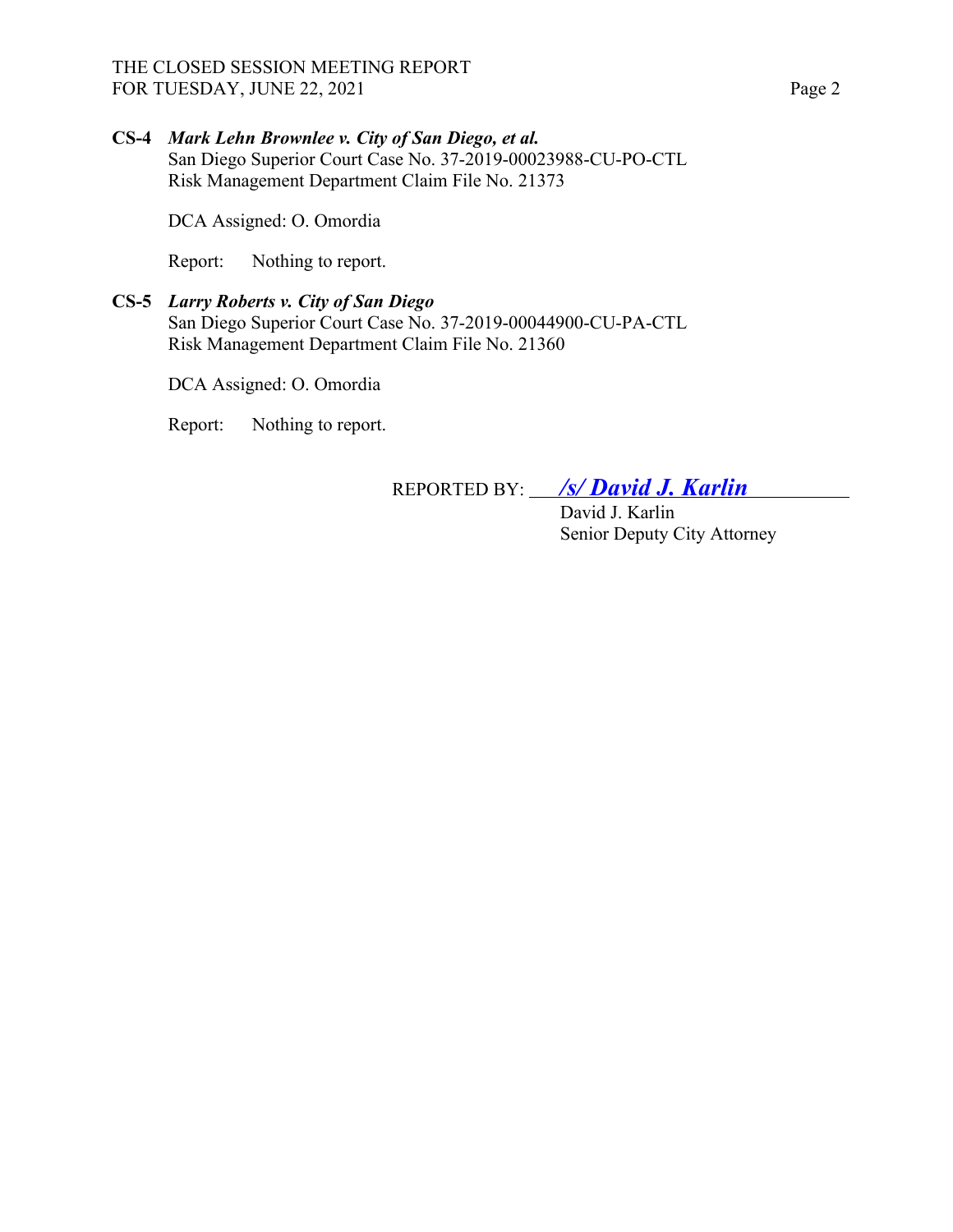**CS-4** ***Mark Lehn Brownlee v. City of San Diego, et al.***
San Diego Superior Court Case No. 37-2019-00023988-CU-PO-CTL
Risk Management Department Claim File No. 21373

DCA Assigned: O. Omordia

Report: Nothing to report.

**CS-5** ***Larry Roberts v. City of San Diego***
San Diego Superior Court Case No. 37-2019-00044900-CU-PA-CTL
Risk Management Department Claim File No. 21360

DCA Assigned: O. Omordia

Report: Nothing to report.

REPORTED BY: */s/ David J. Karlin*

David J. Karlin
Senior Deputy City Attorney